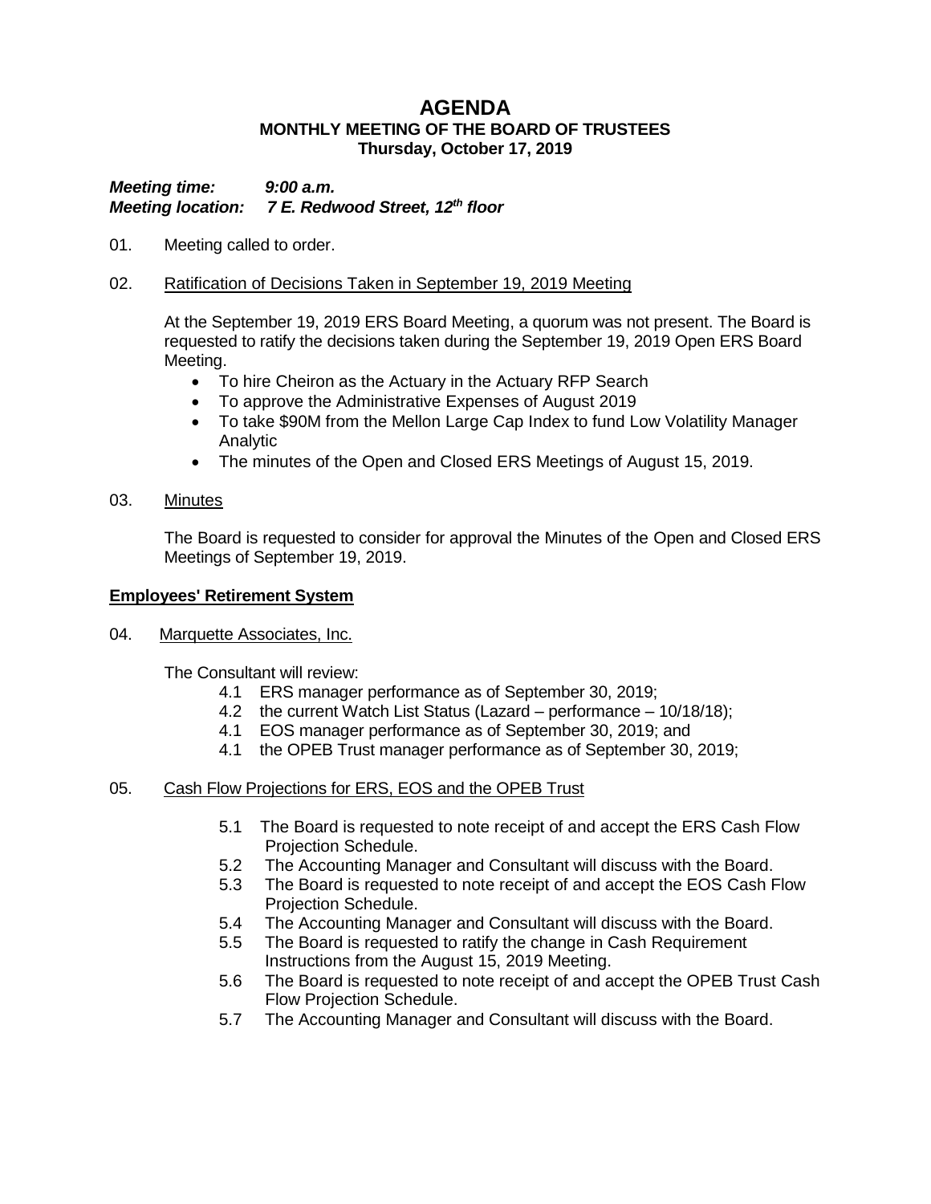# AGENDA

## MONTHLY MEETING OF THE BOARD OF TRUSTEES

### Thursday, October 17, 2019

***Meeting time:*** ***9:00 a.m.***
***Meeting location:*** ***7 E. Redwood Street, 12th floor***

01. Meeting called to order.

02. Ratification of Decisions Taken in September 19, 2019 Meeting

At the September 19, 2019 ERS Board Meeting, a quorum was not present. The Board is requested to ratify the decisions taken during the September 19, 2019 Open ERS Board Meeting.

- To hire Cheiron as the Actuary in the Actuary RFP Search
- To approve the Administrative Expenses of August 2019
- To take $90M from the Mellon Large Cap Index to fund Low Volatility Manager Analytic
- The minutes of the Open and Closed ERS Meetings of August 15, 2019.

03. Minutes

The Board is requested to consider for approval the Minutes of the Open and Closed ERS Meetings of September 19, 2019.

**Employees' Retirement System**

04. Marquette Associates, Inc.

The Consultant will review:

4.1 ERS manager performance as of September 30, 2019;
4.2 the current Watch List Status (Lazard – performance – 10/18/18);
4.1 EOS manager performance as of September 30, 2019; and
4.1 the OPEB Trust manager performance as of September 30, 2019;

05. Cash Flow Projections for ERS, EOS and the OPEB Trust

5.1 The Board is requested to note receipt of and accept the ERS Cash Flow Projection Schedule.
5.2 The Accounting Manager and Consultant will discuss with the Board.
5.3 The Board is requested to note receipt of and accept the EOS Cash Flow Projection Schedule.
5.4 The Accounting Manager and Consultant will discuss with the Board.
5.5 The Board is requested to ratify the change in Cash Requirement Instructions from the August 15, 2019 Meeting.
5.6 The Board is requested to note receipt of and accept the OPEB Trust Cash Flow Projection Schedule.
5.7 The Accounting Manager and Consultant will discuss with the Board.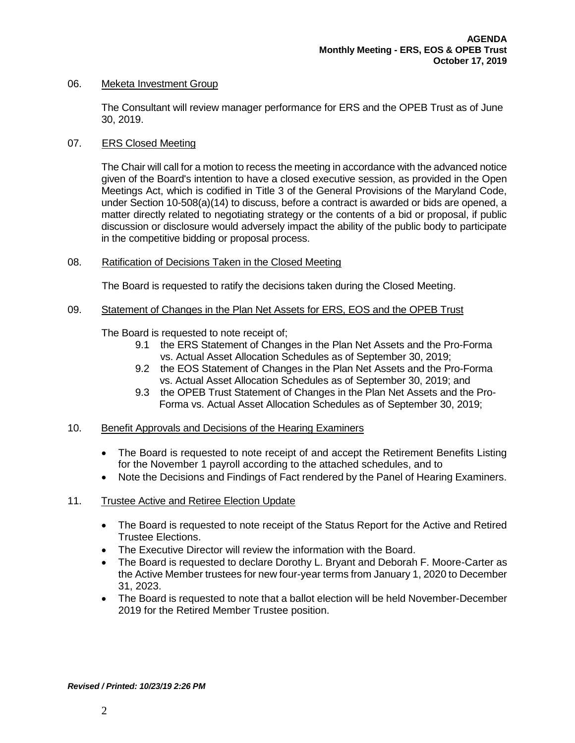06. <u>Meketa Investment Group</u>

The Consultant will review manager performance for ERS and the OPEB Trust as of June 30, 2019.

07. <u>ERS Closed Meeting</u>

The Chair will call for a motion to recess the meeting in accordance with the advanced notice given of the Board's intention to have a closed executive session, as provided in the Open Meetings Act, which is codified in Title 3 of the General Provisions of the Maryland Code, under Section 10-508(a)(14) to discuss, before a contract is awarded or bids are opened, a matter directly related to negotiating strategy or the contents of a bid or proposal, if public discussion or disclosure would adversely impact the ability of the public body to participate in the competitive bidding or proposal process.

08. <u>Ratification of Decisions Taken in the Closed Meeting</u>

The Board is requested to ratify the decisions taken during the Closed Meeting.

09. <u>Statement of Changes in the Plan Net Assets for ERS, EOS and the OPEB Trust</u>

The Board is requested to note receipt of;

- 9.1 the ERS Statement of Changes in the Plan Net Assets and the Pro-Forma vs. Actual Asset Allocation Schedules as of September 30, 2019;
- 9.2 the EOS Statement of Changes in the Plan Net Assets and the Pro-Forma vs. Actual Asset Allocation Schedules as of September 30, 2019; and
- 9.3 the OPEB Trust Statement of Changes in the Plan Net Assets and the Pro-Forma vs. Actual Asset Allocation Schedules as of September 30, 2019;

10. <u>Benefit Approvals and Decisions of the Hearing Examiners</u>

- The Board is requested to note receipt of and accept the Retirement Benefits Listing for the November 1 payroll according to the attached schedules, and to
- Note the Decisions and Findings of Fact rendered by the Panel of Hearing Examiners.

11. <u>Trustee Active and Retiree Election Update</u>

- The Board is requested to note receipt of the Status Report for the Active and Retired Trustee Elections.
- The Executive Director will review the information with the Board.
- The Board is requested to declare Dorothy L. Bryant and Deborah F. Moore-Carter as the Active Member trustees for new four-year terms from January 1, 2020 to December 31, 2023.
- The Board is requested to note that a ballot election will be held November-December 2019 for the Retired Member Trustee position.

***Revised / Printed: 10/23/19 2:26 PM***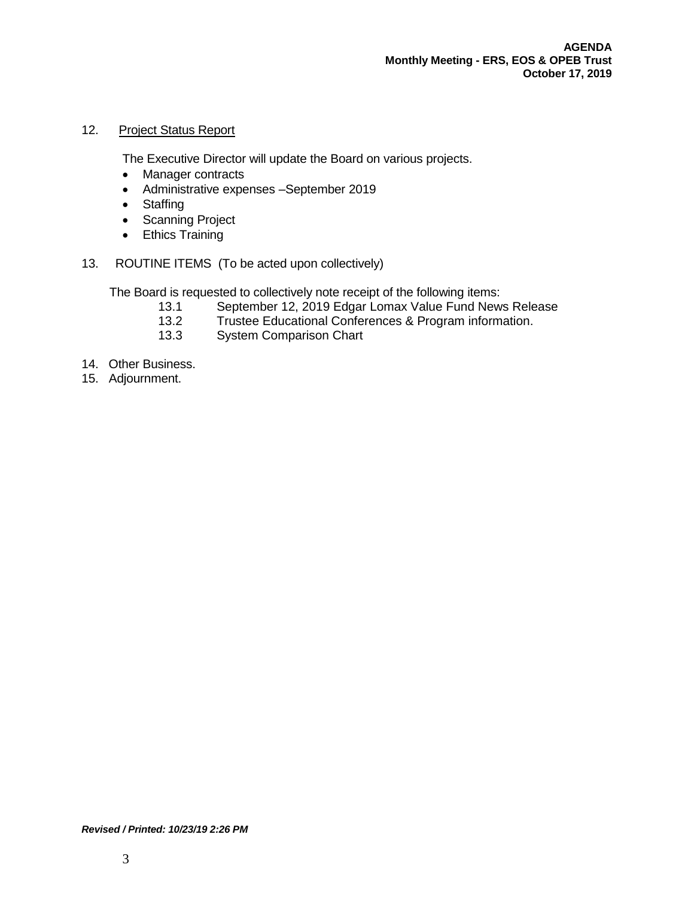12. Project Status Report

    The Executive Director will update the Board on various projects.

    - Manager contracts
    - Administrative expenses –September 2019
    - Staffing
    - Scanning Project
    - Ethics Training

13. ROUTINE ITEMS (To be acted upon collectively)

    The Board is requested to collectively note receipt of the following items:

    13.1 September 12, 2019 Edgar Lomax Value Fund News Release
    13.2 Trustee Educational Conferences & Program information.
    13.3 System Comparison Chart

14. Other Business.
15. Adjournment.

***Revised / Printed: 10/23/19 2:26 PM***